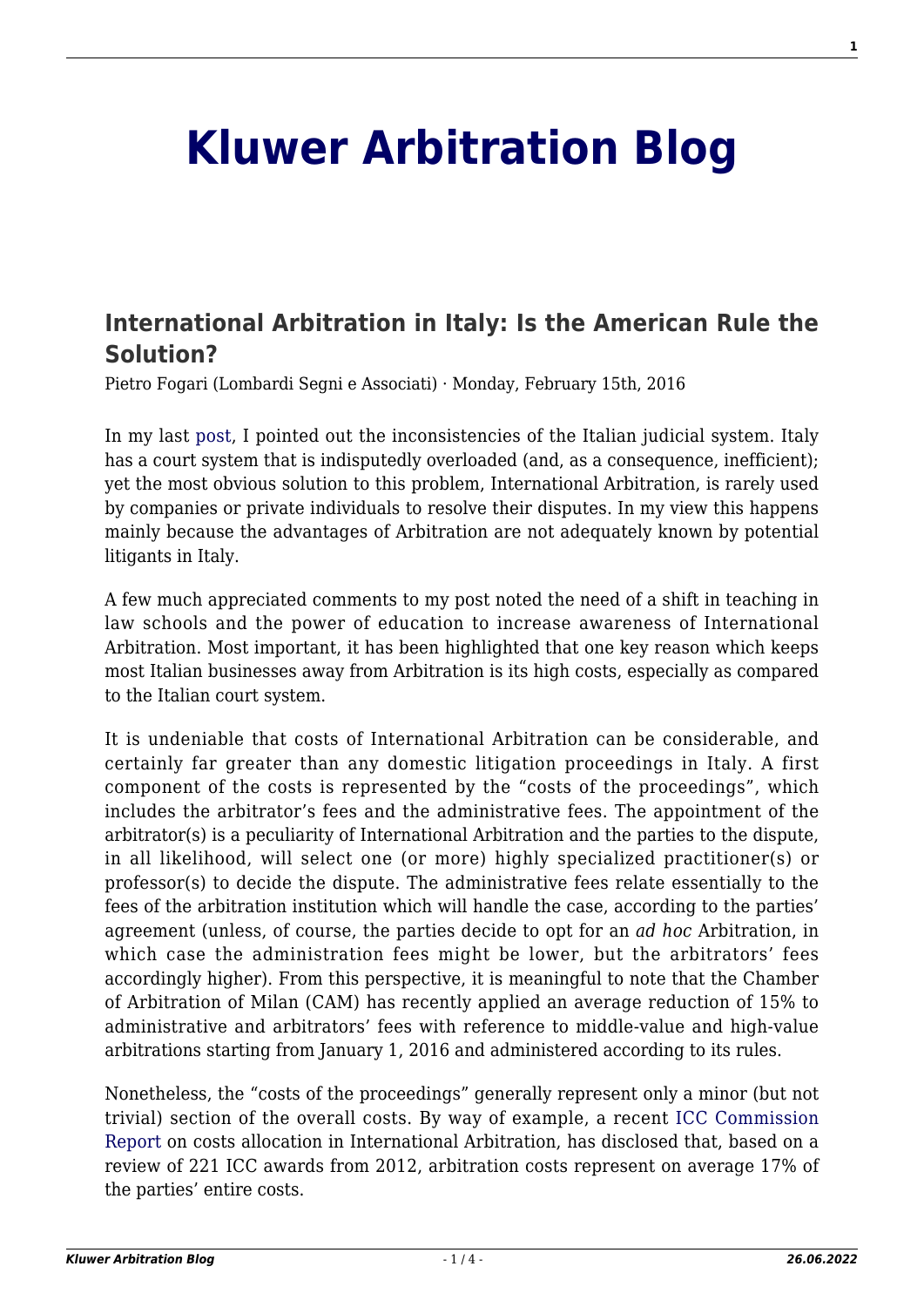# Kluwer Arbitration Blog

## International Arbitration in Italy: Is the American Rule the Solution?

Pietro Fogari (Lombardi Segni e Associati) · Monday, February 15th, 2016

In my last post, I pointed out the inconsistencies of the Italian judicial system. Italy has a court system that is indisputedly overloaded (and, as a consequence, inefficient); yet the most obvious solution to this problem, International Arbitration, is rarely used by companies or private individuals to resolve their disputes. In my view this happens mainly because the advantages of Arbitration are not adequately known by potential litigants in Italy.

A few much appreciated comments to my post noted the need of a shift in teaching in law schools and the power of education to increase awareness of International Arbitration. Most important, it has been highlighted that one key reason which keeps most Italian businesses away from Arbitration is its high costs, especially as compared to the Italian court system.

It is undeniable that costs of International Arbitration can be considerable, and certainly far greater than any domestic litigation proceedings in Italy. A first component of the costs is represented by the "costs of the proceedings", which includes the arbitrator's fees and the administrative fees. The appointment of the arbitrator(s) is a peculiarity of International Arbitration and the parties to the dispute, in all likelihood, will select one (or more) highly specialized practitioner(s) or professor(s) to decide the dispute. The administrative fees relate essentially to the fees of the arbitration institution which will handle the case, according to the parties' agreement (unless, of course, the parties decide to opt for an *ad hoc* Arbitration, in which case the administration fees might be lower, but the arbitrators' fees accordingly higher). From this perspective, it is meaningful to note that the Chamber of Arbitration of Milan (CAM) has recently applied an average reduction of 15% to administrative and arbitrators' fees with reference to middle-value and high-value arbitrations starting from January 1, 2016 and administered according to its rules.

Nonetheless, the "costs of the proceedings" generally represent only a minor (but not trivial) section of the overall costs. By way of example, a recent ICC Commission Report on costs allocation in International Arbitration, has disclosed that, based on a review of 221 ICC awards from 2012, arbitration costs represent on average 17% of the parties' entire costs.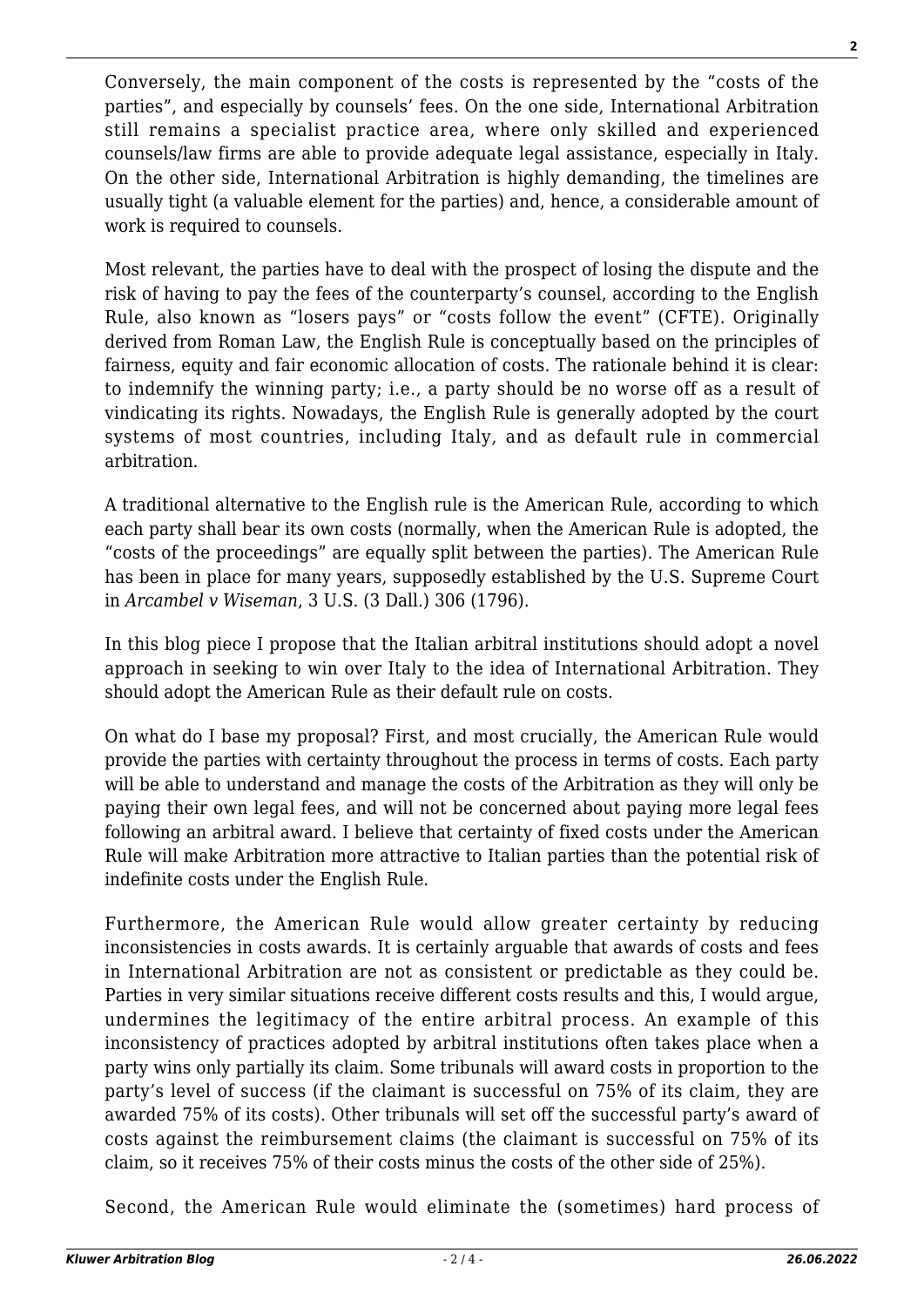Conversely, the main component of the costs is represented by the "costs of the parties", and especially by counsels' fees. On the one side, International Arbitration still remains a specialist practice area, where only skilled and experienced counsels/law firms are able to provide adequate legal assistance, especially in Italy. On the other side, International Arbitration is highly demanding, the timelines are usually tight (a valuable element for the parties) and, hence, a considerable amount of work is required to counsels.

Most relevant, the parties have to deal with the prospect of losing the dispute and the risk of having to pay the fees of the counterparty's counsel, according to the English Rule, also known as "losers pays" or "costs follow the event" (CFTE). Originally derived from Roman Law, the English Rule is conceptually based on the principles of fairness, equity and fair economic allocation of costs. The rationale behind it is clear: to indemnify the winning party; i.e., a party should be no worse off as a result of vindicating its rights. Nowadays, the English Rule is generally adopted by the court systems of most countries, including Italy, and as default rule in commercial arbitration.

A traditional alternative to the English rule is the American Rule, according to which each party shall bear its own costs (normally, when the American Rule is adopted, the "costs of the proceedings" are equally split between the parties). The American Rule has been in place for many years, supposedly established by the U.S. Supreme Court in *Arcambel v Wiseman*, 3 U.S. (3 Dall.) 306 (1796).

In this blog piece I propose that the Italian arbitral institutions should adopt a novel approach in seeking to win over Italy to the idea of International Arbitration. They should adopt the American Rule as their default rule on costs.

On what do I base my proposal? First, and most crucially, the American Rule would provide the parties with certainty throughout the process in terms of costs. Each party will be able to understand and manage the costs of the Arbitration as they will only be paying their own legal fees, and will not be concerned about paying more legal fees following an arbitral award. I believe that certainty of fixed costs under the American Rule will make Arbitration more attractive to Italian parties than the potential risk of indefinite costs under the English Rule.

Furthermore, the American Rule would allow greater certainty by reducing inconsistencies in costs awards. It is certainly arguable that awards of costs and fees in International Arbitration are not as consistent or predictable as they could be. Parties in very similar situations receive different costs results and this, I would argue, undermines the legitimacy of the entire arbitral process. An example of this inconsistency of practices adopted by arbitral institutions often takes place when a party wins only partially its claim. Some tribunals will award costs in proportion to the party's level of success (if the claimant is successful on 75% of its claim, they are awarded 75% of its costs). Other tribunals will set off the successful party's award of costs against the reimbursement claims (the claimant is successful on 75% of its claim, so it receives 75% of their costs minus the costs of the other side of 25%).

Second, the American Rule would eliminate the (sometimes) hard process of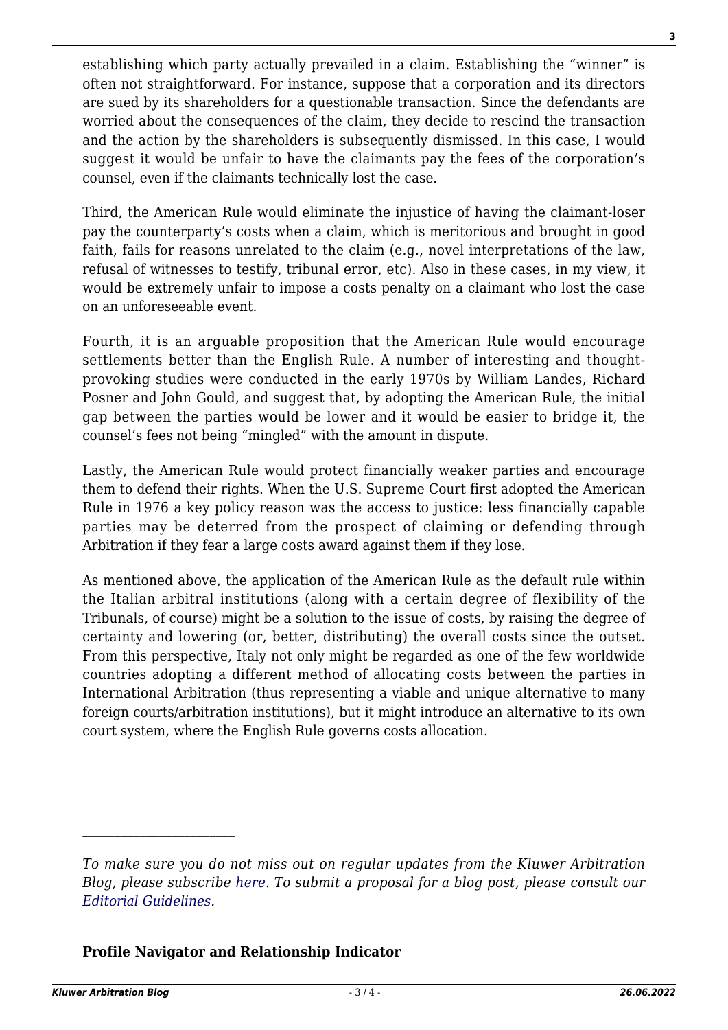establishing which party actually prevailed in a claim. Establishing the "winner" is often not straightforward. For instance, suppose that a corporation and its directors are sued by its shareholders for a questionable transaction. Since the defendants are worried about the consequences of the claim, they decide to rescind the transaction and the action by the shareholders is subsequently dismissed. In this case, I would suggest it would be unfair to have the claimants pay the fees of the corporation's counsel, even if the claimants technically lost the case.

Third, the American Rule would eliminate the injustice of having the claimant-loser pay the counterparty's costs when a claim, which is meritorious and brought in good faith, fails for reasons unrelated to the claim (e.g., novel interpretations of the law, refusal of witnesses to testify, tribunal error, etc). Also in these cases, in my view, it would be extremely unfair to impose a costs penalty on a claimant who lost the case on an unforeseeable event.

Fourth, it is an arguable proposition that the American Rule would encourage settlements better than the English Rule. A number of interesting and thought-provoking studies were conducted in the early 1970s by William Landes, Richard Posner and John Gould, and suggest that, by adopting the American Rule, the initial gap between the parties would be lower and it would be easier to bridge it, the counsel's fees not being "mingled" with the amount in dispute.

Lastly, the American Rule would protect financially weaker parties and encourage them to defend their rights. When the U.S. Supreme Court first adopted the American Rule in 1976 a key policy reason was the access to justice: less financially capable parties may be deterred from the prospect of claiming or defending through Arbitration if they fear a large costs award against them if they lose.

As mentioned above, the application of the American Rule as the default rule within the Italian arbitral institutions (along with a certain degree of flexibility of the Tribunals, of course) might be a solution to the issue of costs, by raising the degree of certainty and lowering (or, better, distributing) the overall costs since the outset. From this perspective, Italy not only might be regarded as one of the few worldwide countries adopting a different method of allocating costs between the parties in International Arbitration (thus representing a viable and unique alternative to many foreign courts/arbitration institutions), but it might introduce an alternative to its own court system, where the English Rule governs costs allocation.

---

*To make sure you do not miss out on regular updates from the Kluwer Arbitration Blog, please subscribe here. To submit a proposal for a blog post, please consult our Editorial Guidelines.*

**Profile Navigator and Relationship Indicator**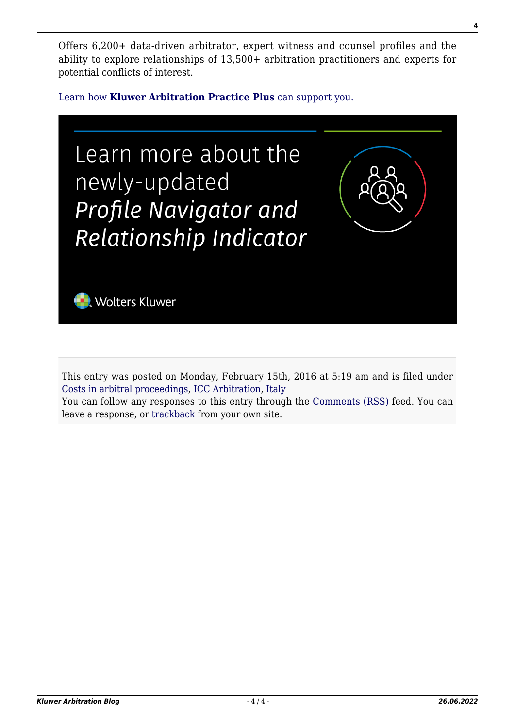Offers 6,200+ data-driven arbitrator, expert witness and counsel profiles and the ability to explore relationships of 13,500+ arbitration practitioners and experts for potential conflicts of interest.

Learn how **Kluwer Arbitration Practice Plus** can support you.

Learn more about the newly-updated *Profile Navigator and Relationship Indicator*

Wolters Kluwer

This entry was posted on Monday, February 15th, 2016 at 5:19 am and is filed under Costs in arbitral proceedings, ICC Arbitration, Italy
You can follow any responses to this entry through the Comments (RSS) feed. You can leave a response, or trackback from your own site.